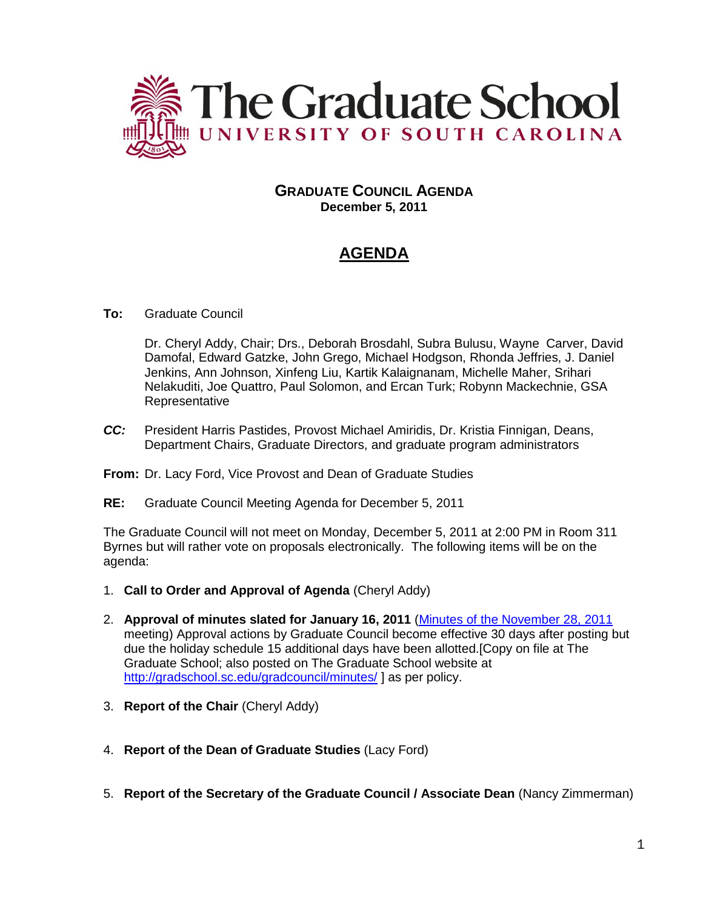# The Graduate School

UNIVERSITY OF SOUTH CAROLINA

## GRADUATE COUNCIL AGENDA

**December 5, 2011**

## AGENDA

**To:** Graduate Council

Dr. Cheryl Addy, Chair; Drs., Deborah Brosdahl, Subra Bulusu, Wayne Carver, David Damofal, Edward Gatzke, John Grego, Michael Hodgson, Rhonda Jeffries, J. Daniel Jenkins, Ann Johnson, Xinfeng Liu, Kartik Kalaignanam, Michelle Maher, Srihari Nelakuditi, Joe Quattro, Paul Solomon, and Ercan Turk; Robynn Mackechnie, GSA Representative

***CC:*** President Harris Pastides, Provost Michael Amiridis, Dr. Kristia Finnigan, Deans, Department Chairs, Graduate Directors, and graduate program administrators

**From:** Dr. Lacy Ford, Vice Provost and Dean of Graduate Studies

**RE:** Graduate Council Meeting Agenda for December 5, 2011

The Graduate Council will not meet on Monday, December 5, 2011 at 2:00 PM in Room 311 Byrnes but will rather vote on proposals electronically. The following items will be on the agenda:

1. **Call to Order and Approval of Agenda** (Cheryl Addy)
2. **Approval of minutes slated for January 16, 2011** (Minutes of the November 28, 2011 meeting) Approval actions by Graduate Council become effective 30 days after posting but due the holiday schedule 15 additional days have been allotted.[Copy on file at The Graduate School; also posted on The Graduate School website at http://gradschool.sc.edu/gradcouncil/minutes/ ] as per policy.
3. **Report of the Chair** (Cheryl Addy)
4. **Report of the Dean of Graduate Studies** (Lacy Ford)
5. **Report of the Secretary of the Graduate Council / Associate Dean** (Nancy Zimmerman)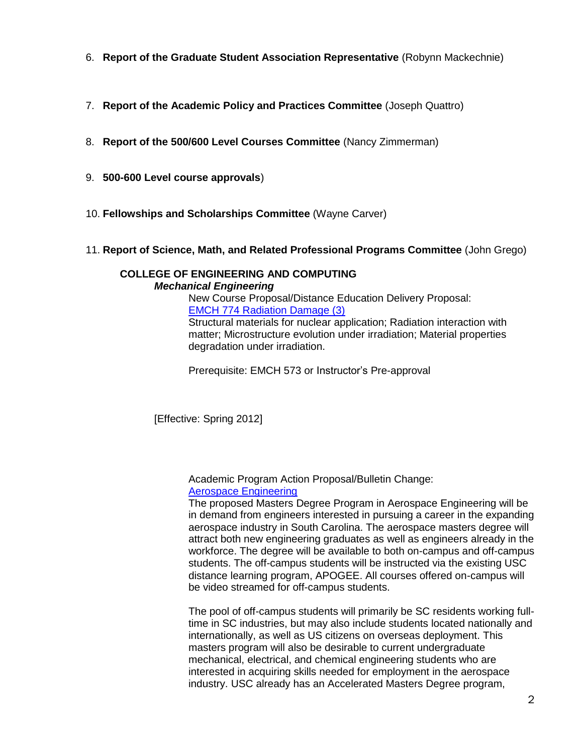6. **Report of the Graduate Student Association Representative** (Robynn Mackechnie)

7. **Report of the Academic Policy and Practices Committee** (Joseph Quattro)

8. **Report of the 500/600 Level Courses Committee** (Nancy Zimmerman)

9. **500-600 Level course approvals**)

10. **Fellowships and Scholarships Committee** (Wayne Carver)

11. **Report of Science, Math, and Related Professional Programs Committee** (John Grego)

**COLLEGE OF ENGINEERING AND COMPUTING**

***Mechanical Engineering***

New Course Proposal/Distance Education Delivery Proposal:
EMCH 774 Radiation Damage (3)
Structural materials for nuclear application; Radiation interaction with matter; Microstructure evolution under irradiation; Material properties degradation under irradiation.

Prerequisite: EMCH 573 or Instructor's Pre-approval

[Effective: Spring 2012]

Academic Program Action Proposal/Bulletin Change:
Aerospace Engineering
The proposed Masters Degree Program in Aerospace Engineering will be in demand from engineers interested in pursuing a career in the expanding aerospace industry in South Carolina. The aerospace masters degree will attract both new engineering graduates as well as engineers already in the workforce. The degree will be available to both on-campus and off-campus students. The off-campus students will be instructed via the existing USC distance learning program, APOGEE. All courses offered on-campus will be video streamed for off-campus students.

The pool of off-campus students will primarily be SC residents working full-time in SC industries, but may also include students located nationally and internationally, as well as US citizens on overseas deployment. This masters program will also be desirable to current undergraduate mechanical, electrical, and chemical engineering students who are interested in acquiring skills needed for employment in the aerospace industry. USC already has an Accelerated Masters Degree program,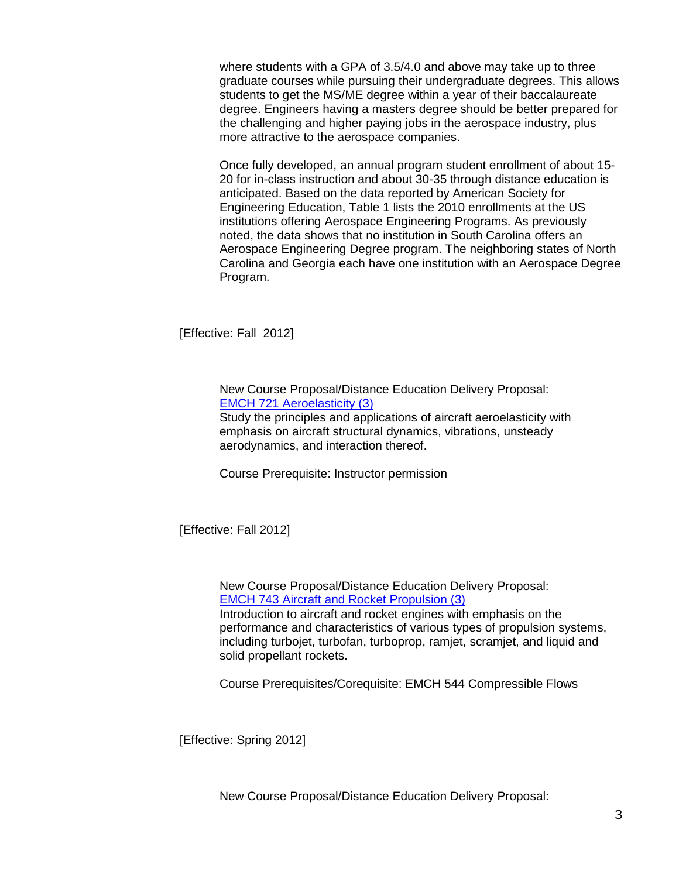where students with a GPA of 3.5/4.0 and above may take up to three graduate courses while pursuing their undergraduate degrees. This allows students to get the MS/ME degree within a year of their baccalaureate degree. Engineers having a masters degree should be better prepared for the challenging and higher paying jobs in the aerospace industry, plus more attractive to the aerospace companies.

Once fully developed, an annual program student enrollment of about 15-20 for in-class instruction and about 30-35 through distance education is anticipated. Based on the data reported by American Society for Engineering Education, Table 1 lists the 2010 enrollments at the US institutions offering Aerospace Engineering Programs. As previously noted, the data shows that no institution in South Carolina offers an Aerospace Engineering Degree program. The neighboring states of North Carolina and Georgia each have one institution with an Aerospace Degree Program.

[Effective: Fall 2012]

New Course Proposal/Distance Education Delivery Proposal:
EMCH 721 Aeroelasticity (3)
Study the principles and applications of aircraft aeroelasticity with emphasis on aircraft structural dynamics, vibrations, unsteady aerodynamics, and interaction thereof.

Course Prerequisite: Instructor permission

[Effective: Fall 2012]

New Course Proposal/Distance Education Delivery Proposal:
EMCH 743 Aircraft and Rocket Propulsion (3)
Introduction to aircraft and rocket engines with emphasis on the performance and characteristics of various types of propulsion systems, including turbojet, turbofan, turboprop, ramjet, scramjet, and liquid and solid propellant rockets.

Course Prerequisites/Corequisite: EMCH 544 Compressible Flows

[Effective: Spring 2012]

New Course Proposal/Distance Education Delivery Proposal: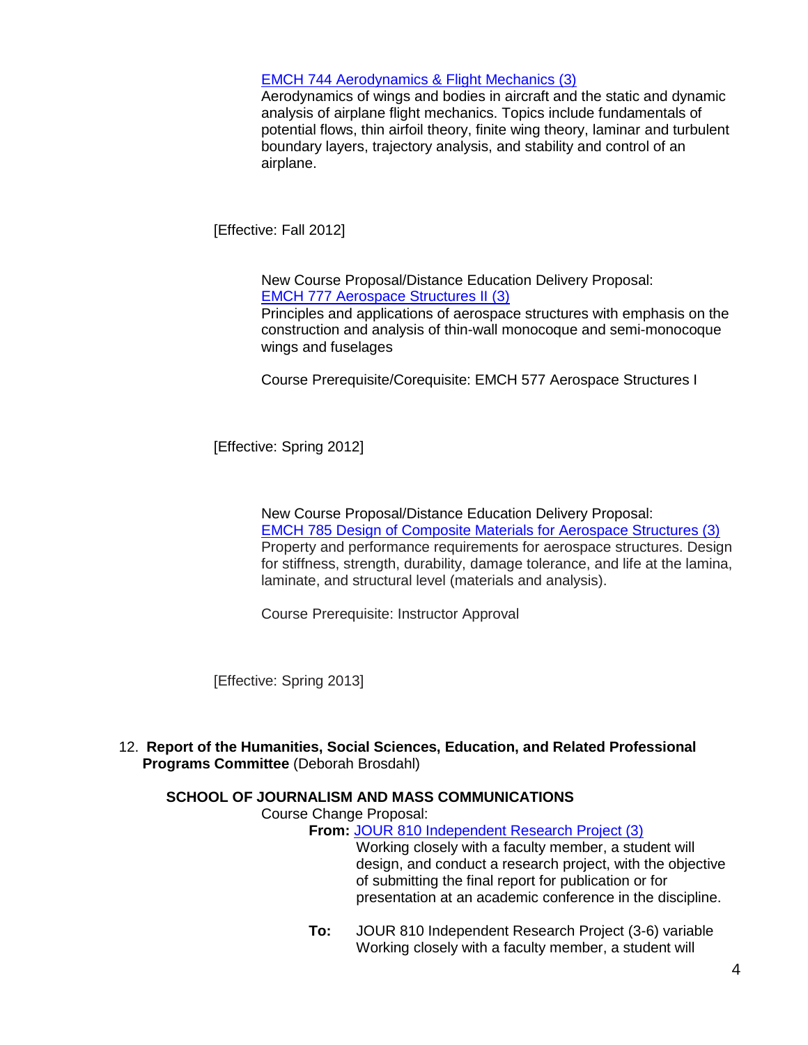EMCH 744 Aerodynamics & Flight Mechanics (3)
Aerodynamics of wings and bodies in aircraft and the static and dynamic analysis of airplane flight mechanics. Topics include fundamentals of potential flows, thin airfoil theory, finite wing theory, laminar and turbulent boundary layers, trajectory analysis, and stability and control of an airplane.

[Effective: Fall 2012]

New Course Proposal/Distance Education Delivery Proposal:
EMCH 777 Aerospace Structures II (3)
Principles and applications of aerospace structures with emphasis on the construction and analysis of thin-wall monocoque and semi-monocoque wings and fuselages

Course Prerequisite/Corequisite: EMCH 577 Aerospace Structures I

[Effective: Spring 2012]

New Course Proposal/Distance Education Delivery Proposal:
EMCH 785 Design of Composite Materials for Aerospace Structures (3)
Property and performance requirements for aerospace structures. Design for stiffness, strength, durability, damage tolerance, and life at the lamina, laminate, and structural level (materials and analysis).

Course Prerequisite: Instructor Approval

[Effective: Spring 2013]

12. **Report of the Humanities, Social Sciences, Education, and Related Professional Programs Committee** (Deborah Brosdahl)

**SCHOOL OF JOURNALISM AND MASS COMMUNICATIONS**

Course Change Proposal:

**From:** JOUR 810 Independent Research Project (3)
Working closely with a faculty member, a student will design, and conduct a research project, with the objective of submitting the final report for publication or for presentation at an academic conference in the discipline.

**To:** JOUR 810 Independent Research Project (3-6) variable
Working closely with a faculty member, a student will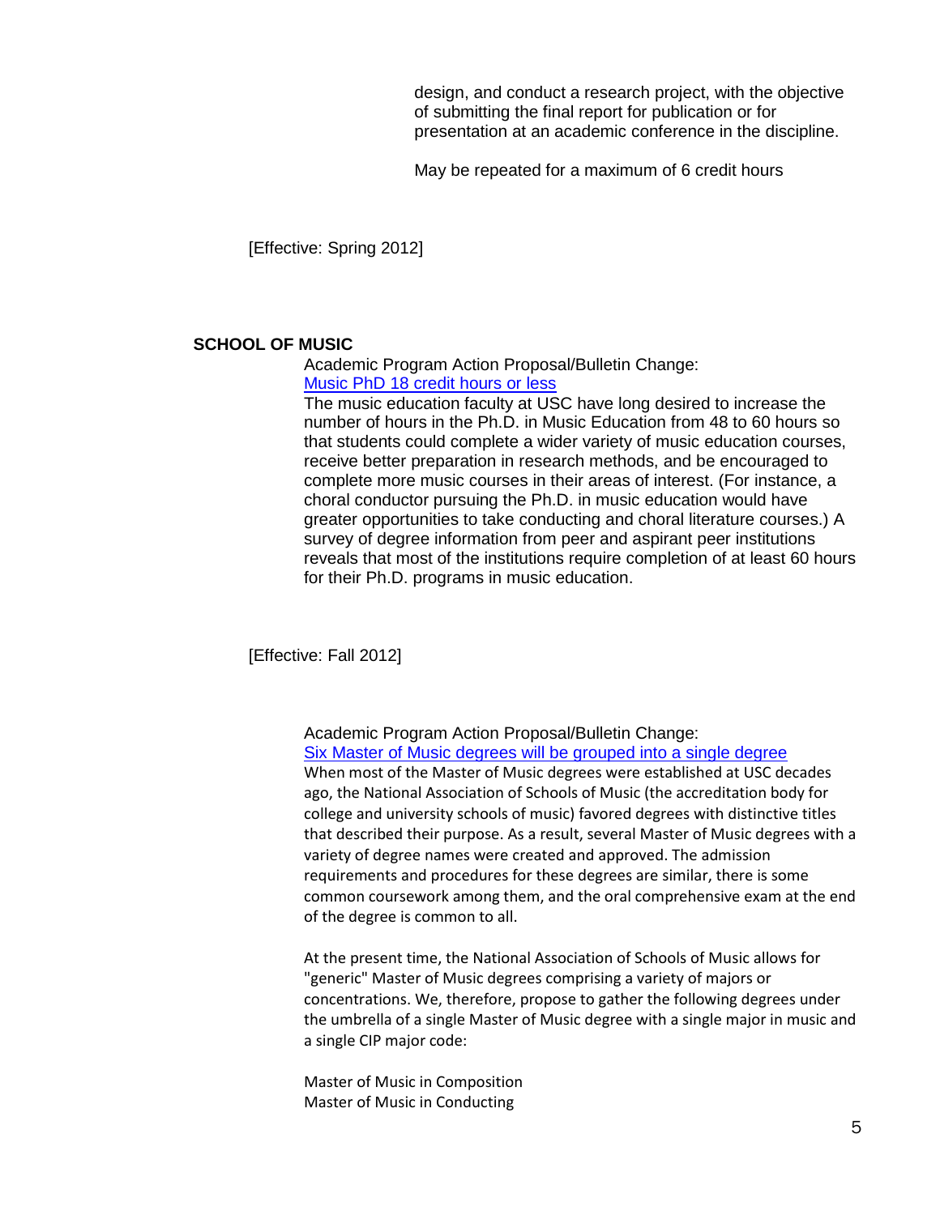design, and conduct a research project, with the objective of submitting the final report for publication or for presentation at an academic conference in the discipline.

May be repeated for a maximum of 6 credit hours

[Effective: Spring 2012]

## SCHOOL OF MUSIC

Academic Program Action Proposal/Bulletin Change:
Music PhD 18 credit hours or less

The music education faculty at USC have long desired to increase the number of hours in the Ph.D. in Music Education from 48 to 60 hours so that students could complete a wider variety of music education courses, receive better preparation in research methods, and be encouraged to complete more music courses in their areas of interest. (For instance, a choral conductor pursuing the Ph.D. in music education would have greater opportunities to take conducting and choral literature courses.) A survey of degree information from peer and aspirant peer institutions reveals that most of the institutions require completion of at least 60 hours for their Ph.D. programs in music education.

[Effective: Fall 2012]

Academic Program Action Proposal/Bulletin Change:
Six Master of Music degrees will be grouped into a single degree

When most of the Master of Music degrees were established at USC decades ago, the National Association of Schools of Music (the accreditation body for college and university schools of music) favored degrees with distinctive titles that described their purpose. As a result, several Master of Music degrees with a variety of degree names were created and approved. The admission requirements and procedures for these degrees are similar, there is some common coursework among them, and the oral comprehensive exam at the end of the degree is common to all.

At the present time, the National Association of Schools of Music allows for "generic" Master of Music degrees comprising a variety of majors or concentrations. We, therefore, propose to gather the following degrees under the umbrella of a single Master of Music degree with a single major in music and a single CIP major code:

Master of Music in Composition
Master of Music in Conducting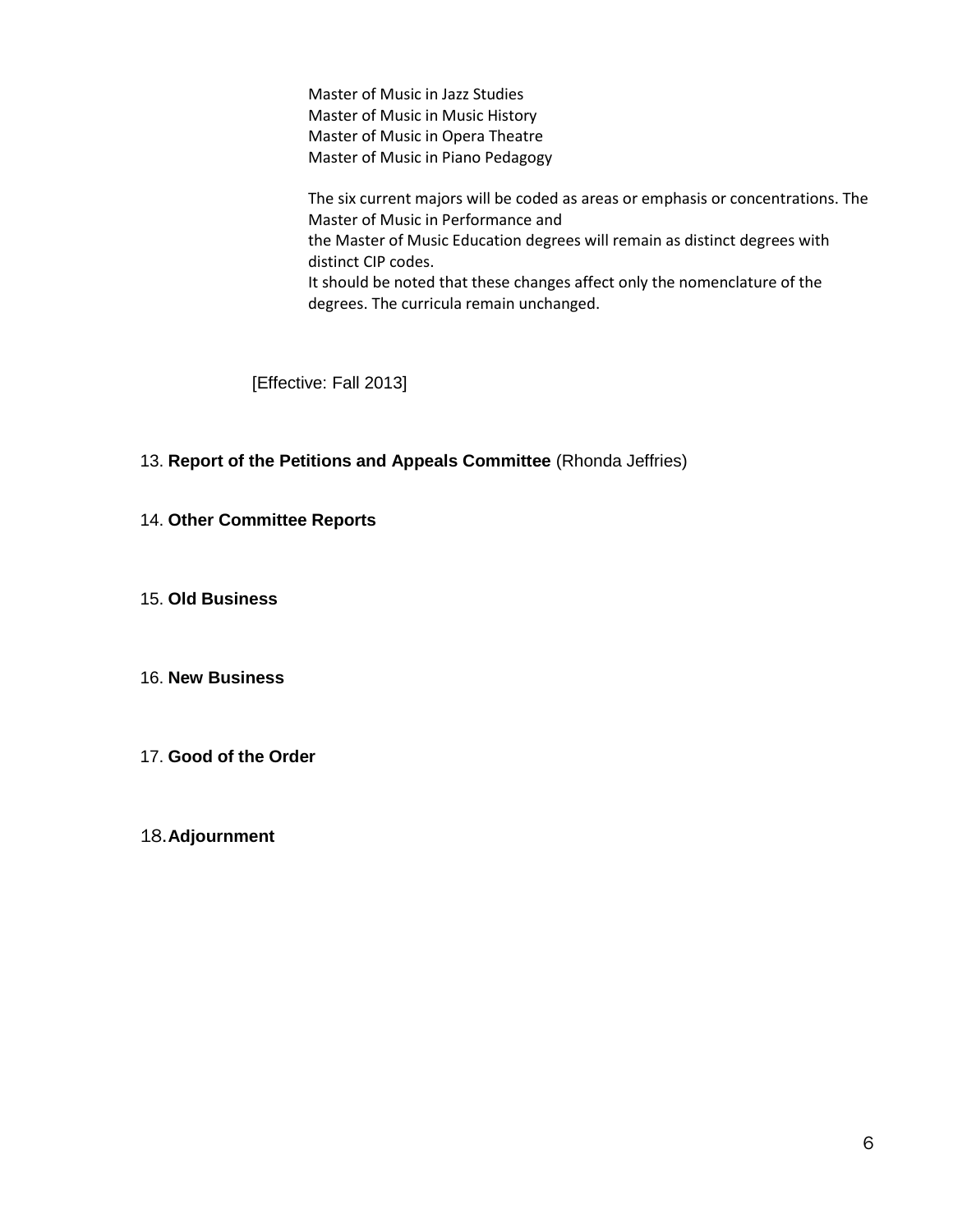Master of Music in Jazz Studies
Master of Music in Music History
Master of Music in Opera Theatre
Master of Music in Piano Pedagogy

The six current majors will be coded as areas or emphasis or concentrations. The Master of Music in Performance and
the Master of Music Education degrees will remain as distinct degrees with distinct CIP codes.
It should be noted that these changes affect only the nomenclature of the degrees. The curricula remain unchanged.

[Effective: Fall 2013]

13. **Report of the Petitions and Appeals Committee** (Rhonda Jeffries)

14. **Other Committee Reports**

15. **Old Business**

16. **New Business**

17. **Good of the Order**

18. **Adjournment**